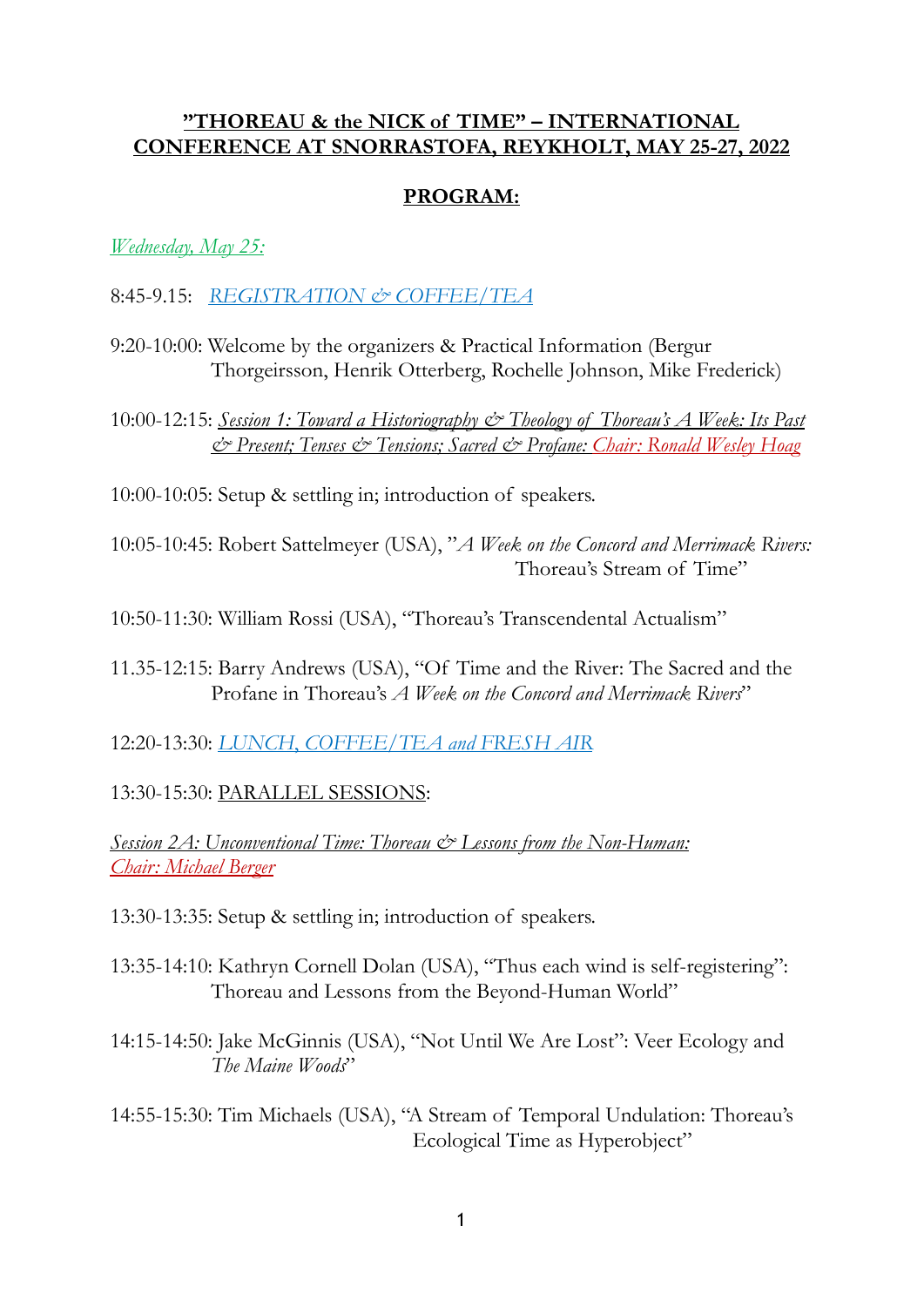## "THOREAU & the NICK of TIME" – INTERNATIONAL CONFERENCE AT SNORRASTOFA, REYKHOLT, MAY 25-27, 2022

## PROGRAM:

*Wednesday, May 25:*

8:45-9.15: *REGISTRATION & COFFEE/TEA*

9:20-10:00: Welcome by the organizers & Practical Information (Bergur Thorgeirsson, Henrik Otterberg, Rochelle Johnson, Mike Frederick)

10:00-12:15: *Session 1: Toward a Historiography & Theology of Thoreau's A Week: Its Past & Present; Tenses & Tensions; Sacred & Profane: Chair: Ronald Wesley Hoag*

10:00-10:05: Setup & settling in; introduction of speakers.

10:05-10:45: Robert Sattelmeyer (USA), "*A Week on the Concord and Merrimack Rivers:* Thoreau's Stream of Time"

10:50-11:30: William Rossi (USA), "Thoreau's Transcendental Actualism"

11.35-12:15: Barry Andrews (USA), "Of Time and the River: The Sacred and the Profane in Thoreau's *A Week on the Concord and Merrimack Rivers*"

12:20-13:30: *LUNCH, COFFEE/TEA and FRESH AIR*

13:30-15:30: PARALLEL SESSIONS:

*Session 2A: Unconventional Time: Thoreau & Lessons from the Non-Human: Chair: Michael Berger*

13:30-13:35: Setup & settling in; introduction of speakers.

13:35-14:10: Kathryn Cornell Dolan (USA), "Thus each wind is self-registering": Thoreau and Lessons from the Beyond-Human World"

14:15-14:50: Jake McGinnis (USA), "Not Until We Are Lost": Veer Ecology and *The Maine Woods*"

14:55-15:30: Tim Michaels (USA), "A Stream of Temporal Undulation: Thoreau's Ecological Time as Hyperobject"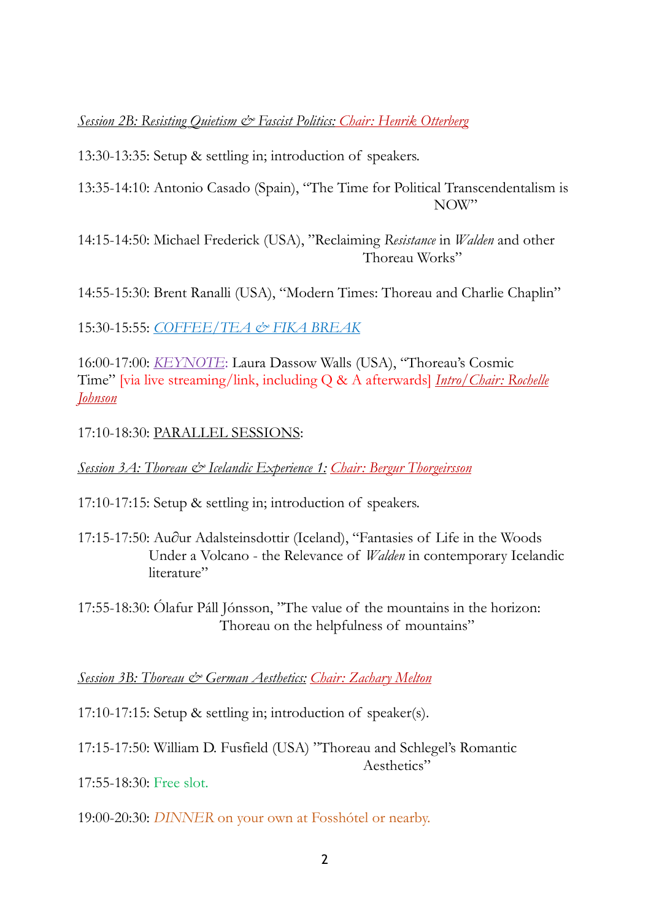*Session 2B: Resisting Quietism & Fascist Politics: Chair: Henrik Otterberg*

13:30-13:35: Setup & settling in; introduction of speakers.

13:35-14:10: Antonio Casado (Spain), "The Time for Political Transcendentalism is NOW"

14:15-14:50: Michael Frederick (USA), "Reclaiming *Resistance* in *Walden* and other Thoreau Works"

14:55-15:30: Brent Ranalli (USA), "Modern Times: Thoreau and Charlie Chaplin"

15:30-15:55: *COFFEE/TEA & FIKA BREAK*

16:00-17:00: *KEYNOTE*: Laura Dassow Walls (USA), "Thoreau's Cosmic Time" [via live streaming/link, including Q & A afterwards] *Intro/Chair: Rochelle Johnson*

17:10-18:30: PARALLEL SESSIONS:

*Session 3A: Thoreau & Icelandic Experience 1: Chair: Bergur Thorgeirsson*

17:10-17:15: Setup & settling in; introduction of speakers.

17:15-17:50: Au∂ur Adalsteinsdottir (Iceland), "Fantasies of Life in the Woods Under a Volcano - the Relevance of *Walden* in contemporary Icelandic literature"

17:55-18:30: Ólafur Páll Jónsson, "The value of the mountains in the horizon: Thoreau on the helpfulness of mountains"

*Session 3B: Thoreau & German Aesthetics: Chair: Zachary Melton*

17:10-17:15: Setup & settling in; introduction of speaker(s).

17:15-17:50: William D. Fusfield (USA) "Thoreau and Schlegel's Romantic Aesthetics"

17:55-18:30: Free slot.

19:00-20:30: *DINNER* on your own at Fosshótel or nearby.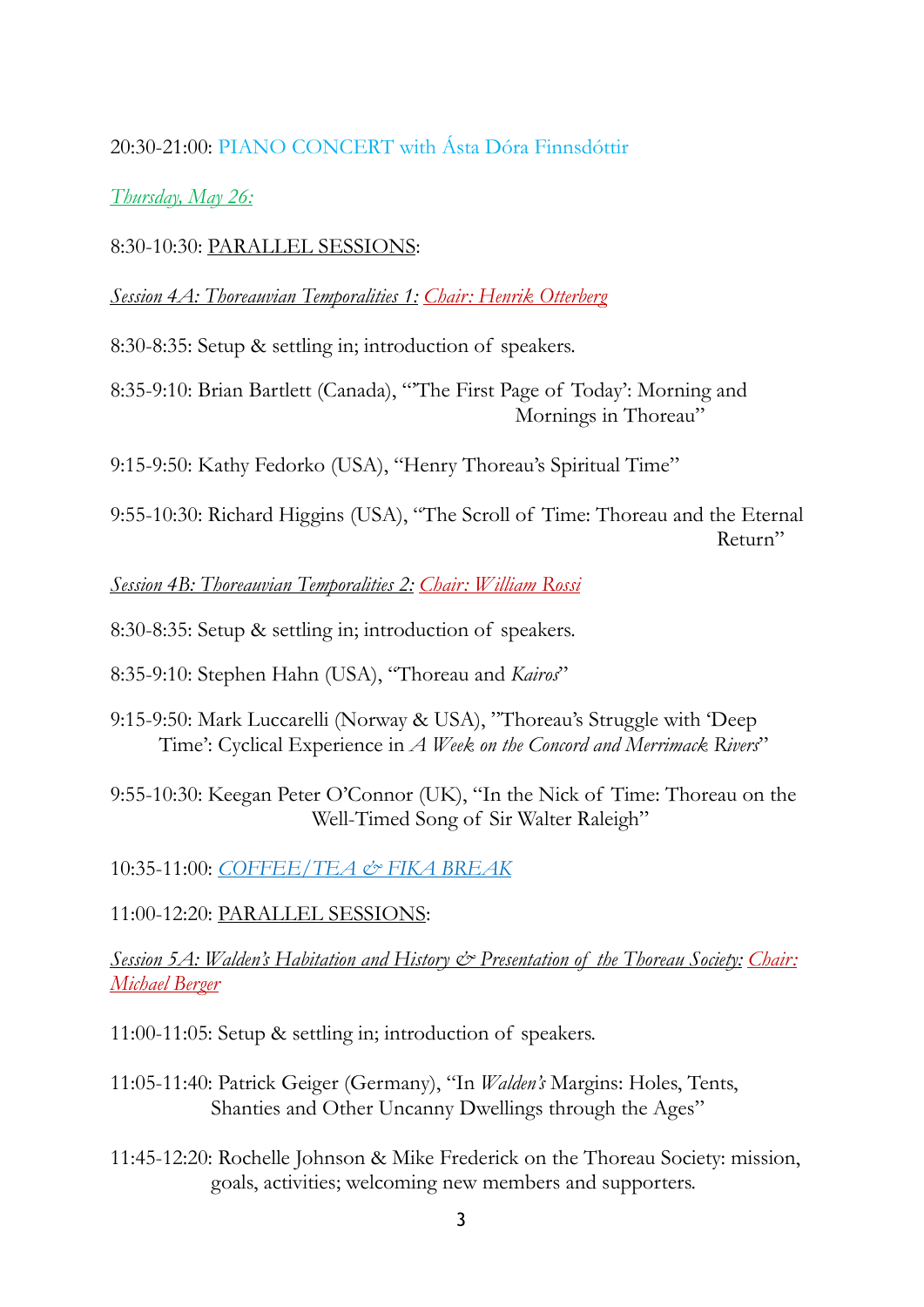20:30-21:00: PIANO CONCERT with Ásta Dóra Finnsdóttir

*Thursday, May 26:*

8:30-10:30: PARALLEL SESSIONS:

*Session 4A: Thoreauvian Temporalities 1: Chair: Henrik Otterberg*

8:30-8:35: Setup & settling in; introduction of speakers.

8:35-9:10: Brian Bartlett (Canada), "'The First Page of Today': Morning and Mornings in Thoreau"

9:15-9:50: Kathy Fedorko (USA), "Henry Thoreau's Spiritual Time"

9:55-10:30: Richard Higgins (USA), "The Scroll of Time: Thoreau and the Eternal Return"

*Session 4B: Thoreauvian Temporalities 2: Chair: William Rossi*

8:30-8:35: Setup & settling in; introduction of speakers.

8:35-9:10: Stephen Hahn (USA), "Thoreau and *Kairos*"

9:15-9:50: Mark Luccarelli (Norway & USA), "Thoreau's Struggle with 'Deep Time': Cyclical Experience in *A Week on the Concord and Merrimack Rivers*"

9:55-10:30: Keegan Peter O'Connor (UK), "In the Nick of Time: Thoreau on the Well-Timed Song of Sir Walter Raleigh"

10:35-11:00: *COFFEE/TEA & FIKA BREAK*

11:00-12:20: PARALLEL SESSIONS:

*Session 5A: Walden's Habitation and History & Presentation of the Thoreau Society: Chair: Michael Berger*

11:00-11:05: Setup & settling in; introduction of speakers.

11:05-11:40: Patrick Geiger (Germany), "In *Walden's* Margins: Holes, Tents, Shanties and Other Uncanny Dwellings through the Ages"

11:45-12:20: Rochelle Johnson & Mike Frederick on the Thoreau Society: mission, goals, activities; welcoming new members and supporters.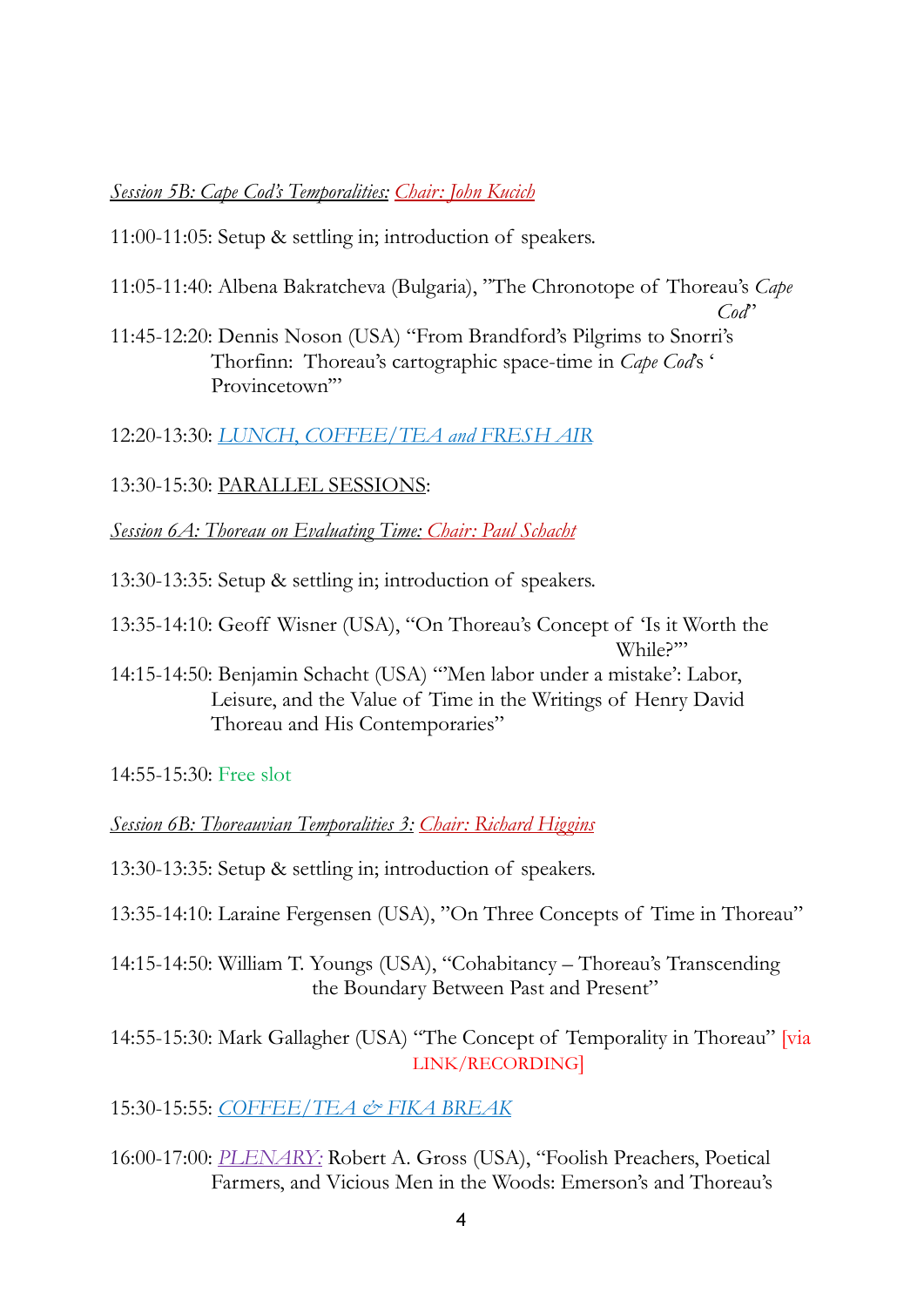*Session 5B: Cape Cod's Temporalities: Chair: John Kucich*

11:00-11:05: Setup & settling in; introduction of speakers.

11:05-11:40: Albena Bakratcheva (Bulgaria), "The Chronotope of Thoreau's *Cape Cod*"

11:45-12:20: Dennis Noson (USA) "From Brandford's Pilgrims to Snorri's Thorfinn: Thoreau's cartographic space-time in *Cape Cod*'s 'Provincetown'"

12:20-13:30: *LUNCH, COFFEE/TEA and FRESH AIR*

13:30-15:30: PARALLEL SESSIONS:

*Session 6A: Thoreau on Evaluating Time: Chair: Paul Schacht*

13:30-13:35: Setup & settling in; introduction of speakers.

13:35-14:10: Geoff Wisner (USA), "On Thoreau's Concept of 'Is it Worth the While?'"

14:15-14:50: Benjamin Schacht (USA) "'Men labor under a mistake': Labor, Leisure, and the Value of Time in the Writings of Henry David Thoreau and His Contemporaries"

14:55-15:30: Free slot

*Session 6B: Thoreauvian Temporalities 3: Chair: Richard Higgins*

13:30-13:35: Setup & settling in; introduction of speakers.

13:35-14:10: Laraine Fergensen (USA), "On Three Concepts of Time in Thoreau"

14:15-14:50: William T. Youngs (USA), "Cohabitancy – Thoreau's Transcending the Boundary Between Past and Present"

14:55-15:30: Mark Gallagher (USA) "The Concept of Temporality in Thoreau" [via LINK/RECORDING]

15:30-15:55: *COFFEE/TEA & FIKA BREAK*

16:00-17:00: *PLENARY:* Robert A. Gross (USA), "Foolish Preachers, Poetical Farmers, and Vicious Men in the Woods: Emerson's and Thoreau's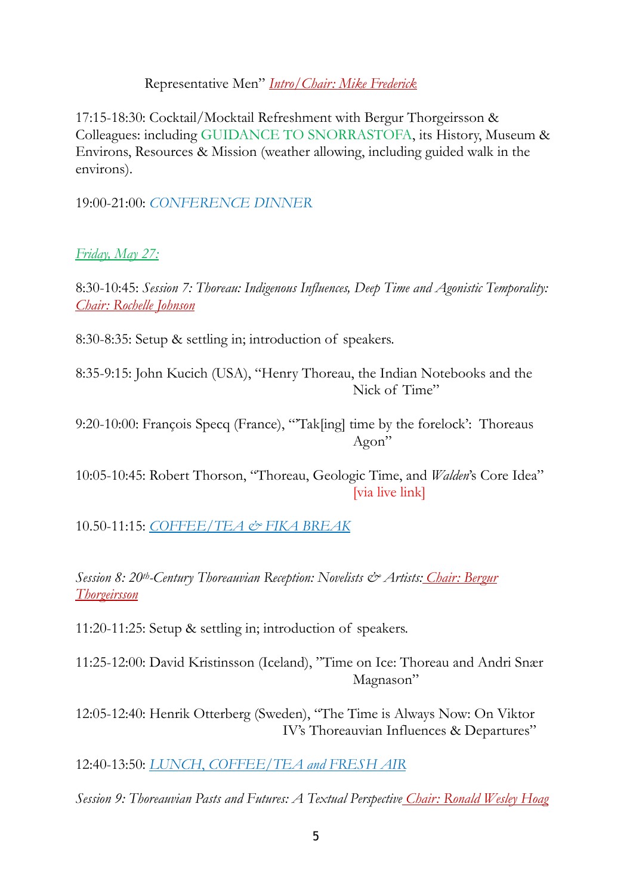Representative Men" *Intro/Chair: Mike Frederick*

17:15-18:30: Cocktail/Mocktail Refreshment with Bergur Thorgeirsson & Colleagues: including GUIDANCE TO SNORRASTOFA, its History, Museum & Environs, Resources & Mission (weather allowing, including guided walk in the environs).

19:00-21:00: *CONFERENCE DINNER*

*Friday, May 27:*

8:30-10:45: *Session 7: Thoreau: Indigenous Influences, Deep Time and Agonistic Temporality: Chair: Rochelle Johnson*

8:30-8:35: Setup & settling in; introduction of speakers.

8:35-9:15: John Kucich (USA), "Henry Thoreau, the Indian Notebooks and the Nick of Time"

9:20-10:00: François Specq (France), "'Tak[ing] time by the forelock': Thoreaus Agon"

10:05-10:45: Robert Thorson, "Thoreau, Geologic Time, and *Walden*'s Core Idea" [via live link]

10.50-11:15: *COFFEE/TEA & FIKA BREAK*

*Session 8: 20th-Century Thoreauvian Reception: Novelists & Artists: Chair: Bergur Thorgeirsson*

11:20-11:25: Setup & settling in; introduction of speakers.

11:25-12:00: David Kristinsson (Iceland), "Time on Ice: Thoreau and Andri Snær Magnason"

12:05-12:40: Henrik Otterberg (Sweden), "The Time is Always Now: On Viktor IV's Thoreauvian Influences & Departures"

12:40-13:50: *LUNCH, COFFEE/TEA and FRESH AIR*

*Session 9: Thoreauvian Pasts and Futures: A Textual Perspective Chair: Ronald Wesley Hoag*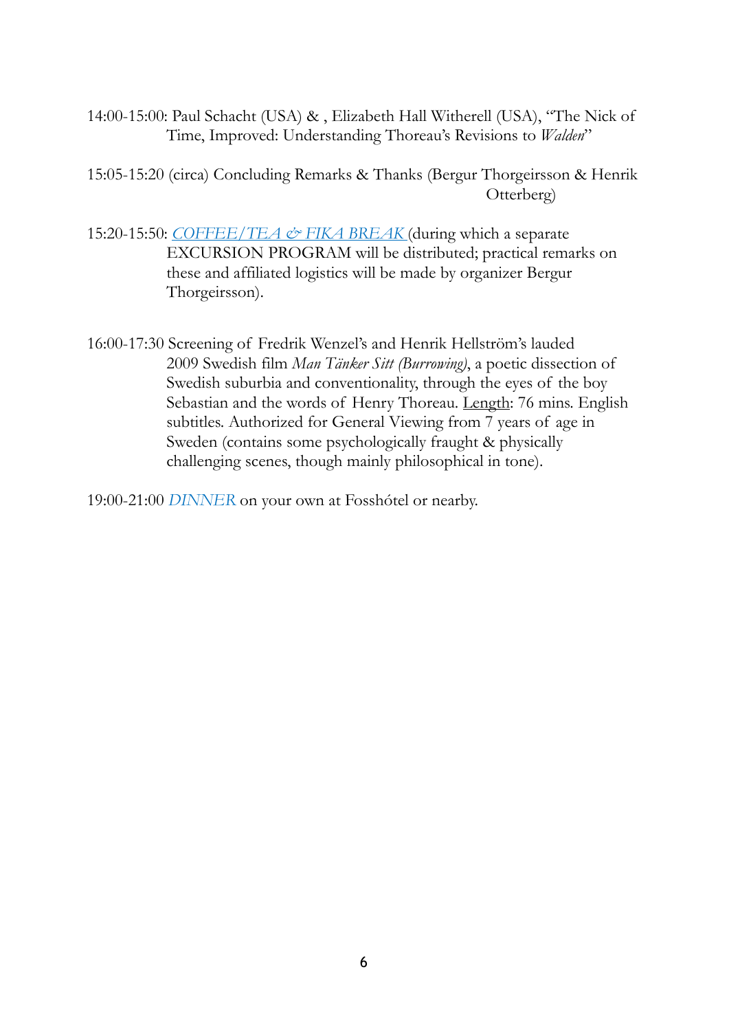14:00-15:00: Paul Schacht (USA) & , Elizabeth Hall Witherell (USA), "The Nick of Time, Improved: Understanding Thoreau's Revisions to *Walden*"

15:05-15:20 (circa) Concluding Remarks & Thanks (Bergur Thorgeirsson & Henrik Otterberg)

15:20-15:50: *COFFEE/TEA & FIKA BREAK* (during which a separate EXCURSION PROGRAM will be distributed; practical remarks on these and affiliated logistics will be made by organizer Bergur Thorgeirsson).

16:00-17:30 Screening of Fredrik Wenzel's and Henrik Hellström's lauded 2009 Swedish film *Man Tänker Sitt (Burrowing)*, a poetic dissection of Swedish suburbia and conventionality, through the eyes of the boy Sebastian and the words of Henry Thoreau. Length: 76 mins. English subtitles. Authorized for General Viewing from 7 years of age in Sweden (contains some psychologically fraught & physically challenging scenes, though mainly philosophical in tone).

19:00-21:00 *DINNER* on your own at Fosshótel or nearby.